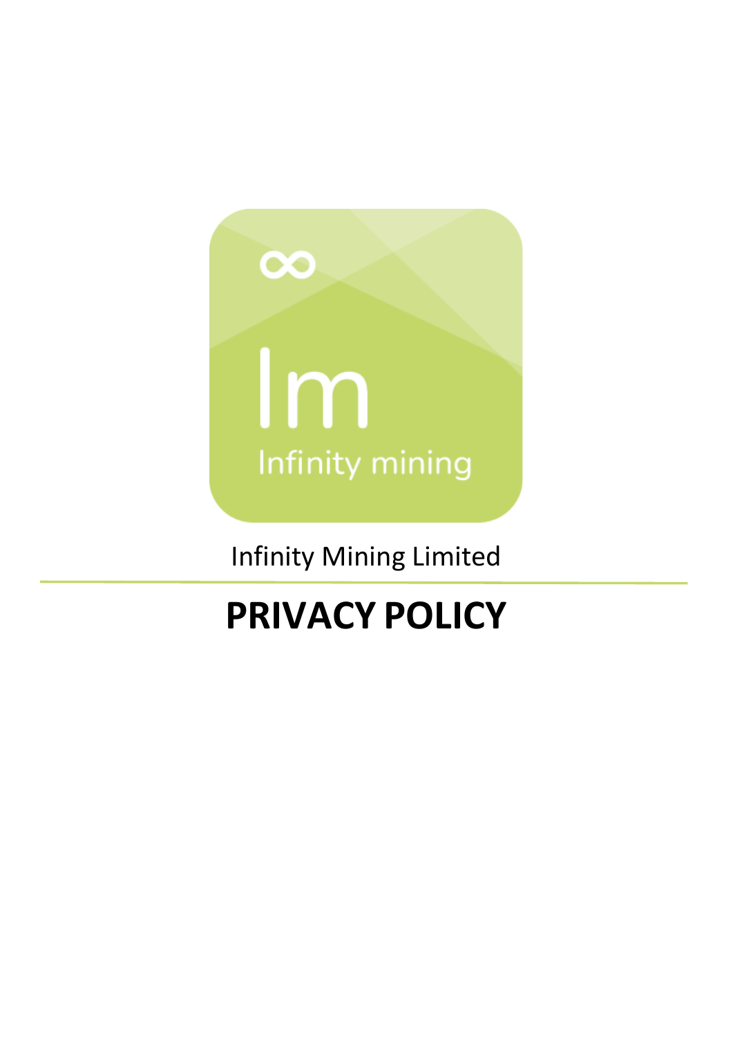Im

Infinity mining

Infinity Mining Limited

# PRIVACY POLICY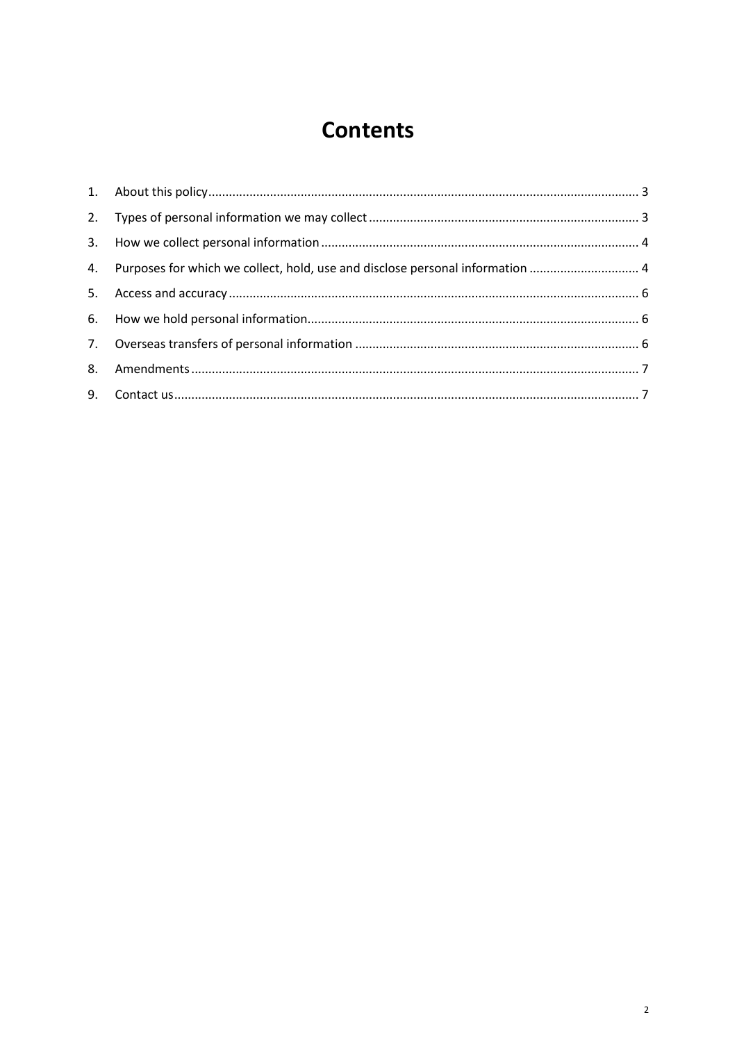# Contents

1. About this policy ........ 3
2. Types of personal information we may collect ........ 3
3. How we collect personal information ........ 4
4. Purposes for which we collect, hold, use and disclose personal information ........ 4
5. Access and accuracy ........ 6
6. How we hold personal information ........ 6
7. Overseas transfers of personal information ........ 6
8. Amendments ........ 7
9. Contact us ........ 7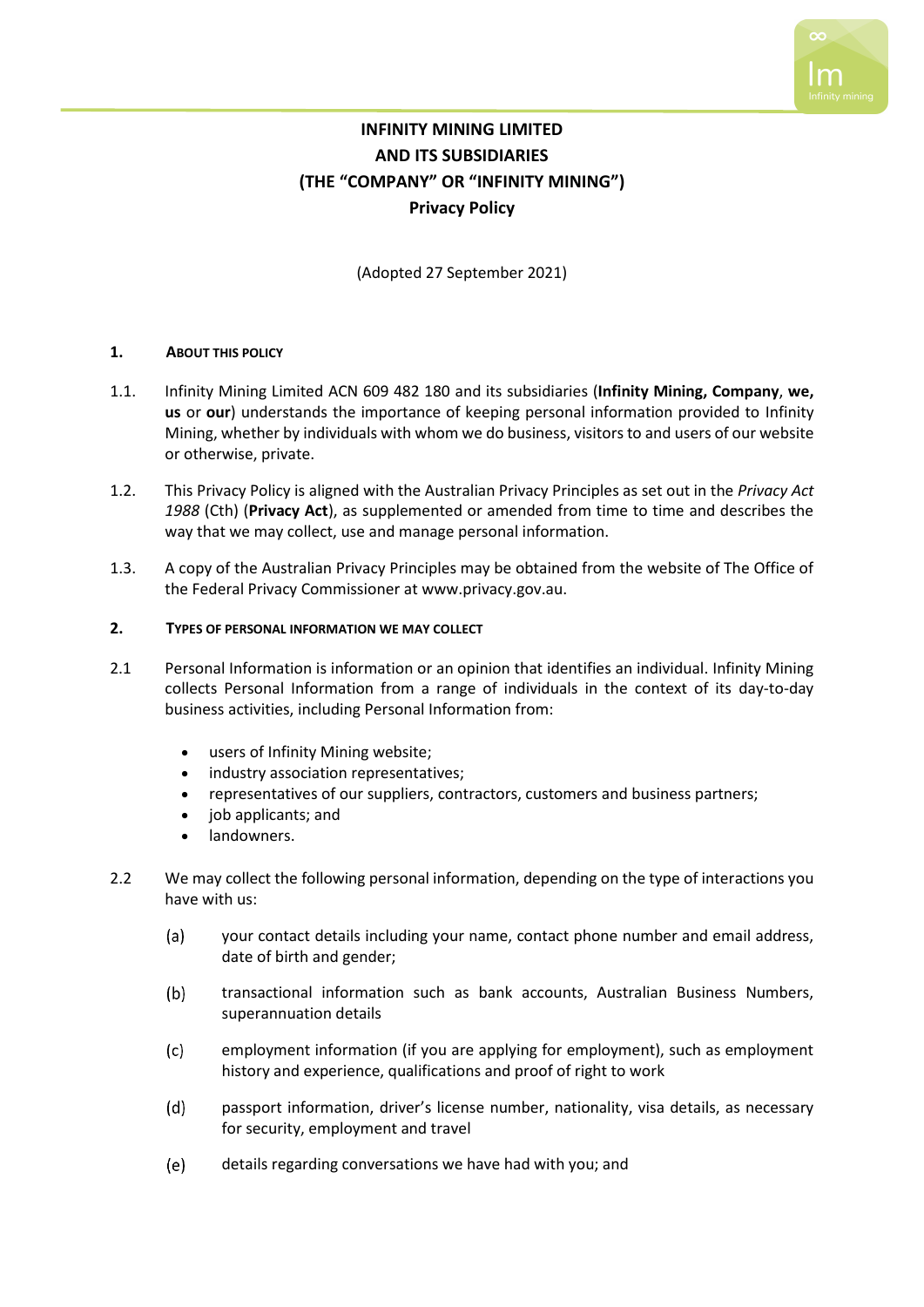**INFINITY MINING LIMITED**
**AND ITS SUBSIDIARIES**
**(THE "COMPANY" OR "INFINITY MINING")**
**Privacy Policy**

(Adopted 27 September 2021)

## 1. ABOUT THIS POLICY

1.1. Infinity Mining Limited ACN 609 482 180 and its subsidiaries (**Infinity Mining, Company**, **we, us** or **our**) understands the importance of keeping personal information provided to Infinity Mining, whether by individuals with whom we do business, visitors to and users of our website or otherwise, private.

1.2. This Privacy Policy is aligned with the Australian Privacy Principles as set out in the *Privacy Act 1988* (Cth) (**Privacy Act**), as supplemented or amended from time to time and describes the way that we may collect, use and manage personal information.

1.3. A copy of the Australian Privacy Principles may be obtained from the website of The Office of the Federal Privacy Commissioner at www.privacy.gov.au.

## 2. TYPES OF PERSONAL INFORMATION WE MAY COLLECT

2.1 Personal Information is information or an opinion that identifies an individual. Infinity Mining collects Personal Information from a range of individuals in the context of its day-to-day business activities, including Personal Information from:

- users of Infinity Mining website;
- industry association representatives;
- representatives of our suppliers, contractors, customers and business partners;
- job applicants; and
- landowners.

2.2 We may collect the following personal information, depending on the type of interactions you have with us:

(a) your contact details including your name, contact phone number and email address, date of birth and gender;

(b) transactional information such as bank accounts, Australian Business Numbers, superannuation details

(c) employment information (if you are applying for employment), such as employment history and experience, qualifications and proof of right to work

(d) passport information, driver's license number, nationality, visa details, as necessary for security, employment and travel

(e) details regarding conversations we have had with you; and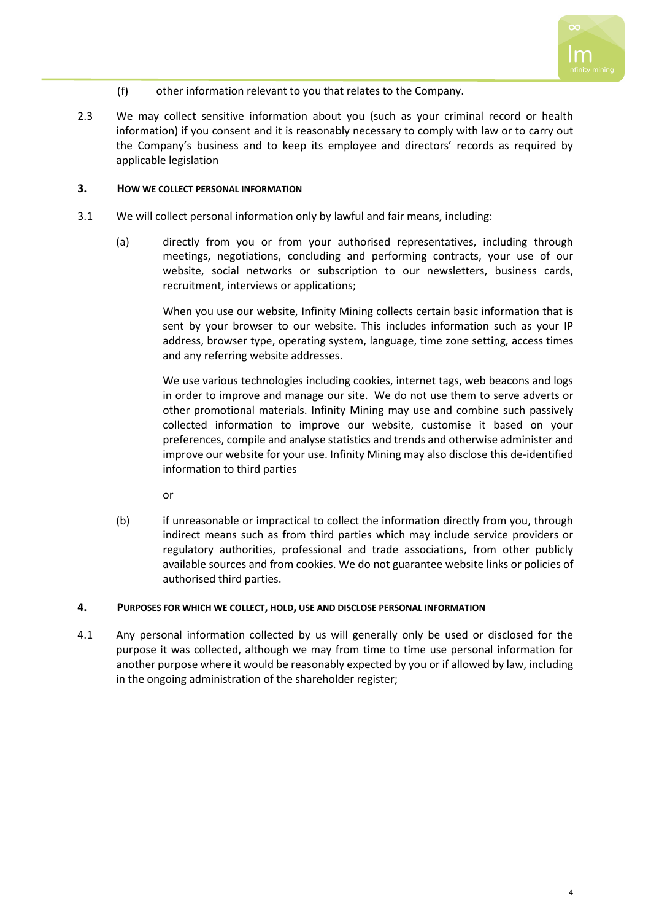(f) other information relevant to you that relates to the Company.

2.3 We may collect sensitive information about you (such as your criminal record or health information) if you consent and it is reasonably necessary to comply with law or to carry out the Company's business and to keep its employee and directors' records as required by applicable legislation

## 3. HOW WE COLLECT PERSONAL INFORMATION

3.1 We will collect personal information only by lawful and fair means, including:

(a) directly from you or from your authorised representatives, including through meetings, negotiations, concluding and performing contracts, your use of our website, social networks or subscription to our newsletters, business cards, recruitment, interviews or applications;

When you use our website, Infinity Mining collects certain basic information that is sent by your browser to our website. This includes information such as your IP address, browser type, operating system, language, time zone setting, access times and any referring website addresses.

We use various technologies including cookies, internet tags, web beacons and logs in order to improve and manage our site. We do not use them to serve adverts or other promotional materials. Infinity Mining may use and combine such passively collected information to improve our website, customise it based on your preferences, compile and analyse statistics and trends and otherwise administer and improve our website for your use. Infinity Mining may also disclose this de-identified information to third parties

or

(b) if unreasonable or impractical to collect the information directly from you, through indirect means such as from third parties which may include service providers or regulatory authorities, professional and trade associations, from other publicly available sources and from cookies. We do not guarantee website links or policies of authorised third parties.

## 4. PURPOSES FOR WHICH WE COLLECT, HOLD, USE AND DISCLOSE PERSONAL INFORMATION

4.1 Any personal information collected by us will generally only be used or disclosed for the purpose it was collected, although we may from time to time use personal information for another purpose where it would be reasonably expected by you or if allowed by law, including in the ongoing administration of the shareholder register;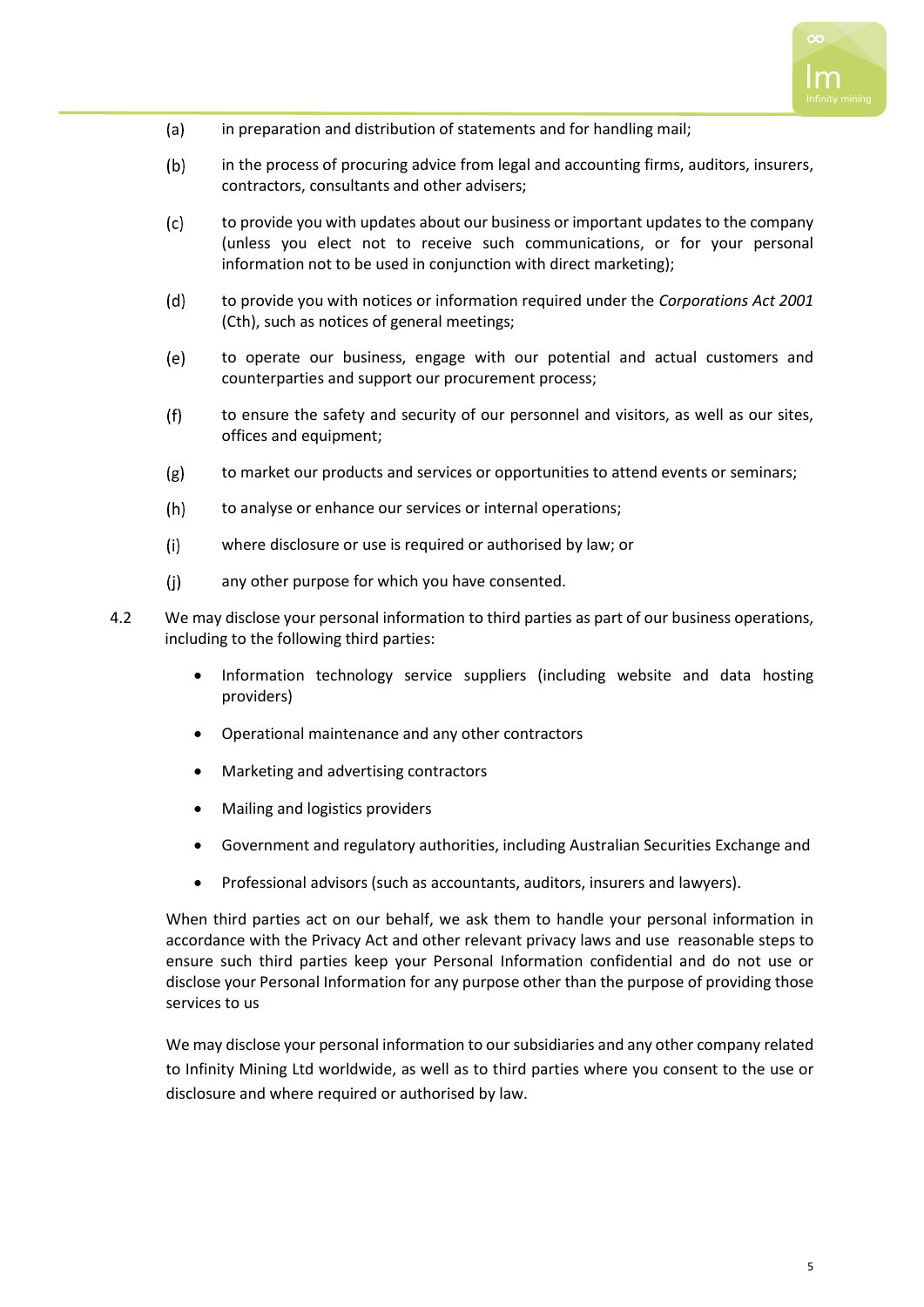(a) in preparation and distribution of statements and for handling mail;

(b) in the process of procuring advice from legal and accounting firms, auditors, insurers, contractors, consultants and other advisers;

(c) to provide you with updates about our business or important updates to the company (unless you elect not to receive such communications, or for your personal information not to be used in conjunction with direct marketing);

(d) to provide you with notices or information required under the *Corporations Act 2001* (Cth), such as notices of general meetings;

(e) to operate our business, engage with our potential and actual customers and counterparties and support our procurement process;

(f) to ensure the safety and security of our personnel and visitors, as well as our sites, offices and equipment;

(g) to market our products and services or opportunities to attend events or seminars;

(h) to analyse or enhance our services or internal operations;

(i) where disclosure or use is required or authorised by law; or

(j) any other purpose for which you have consented.

4.2 We may disclose your personal information to third parties as part of our business operations, including to the following third parties:

- Information technology service suppliers (including website and data hosting providers)
- Operational maintenance and any other contractors
- Marketing and advertising contractors
- Mailing and logistics providers
- Government and regulatory authorities, including Australian Securities Exchange and
- Professional advisors (such as accountants, auditors, insurers and lawyers).

When third parties act on our behalf, we ask them to handle your personal information in accordance with the Privacy Act and other relevant privacy laws and use reasonable steps to ensure such third parties keep your Personal Information confidential and do not use or disclose your Personal Information for any purpose other than the purpose of providing those services to us

We may disclose your personal information to our subsidiaries and any other company related to Infinity Mining Ltd worldwide, as well as to third parties where you consent to the use or disclosure and where required or authorised by law.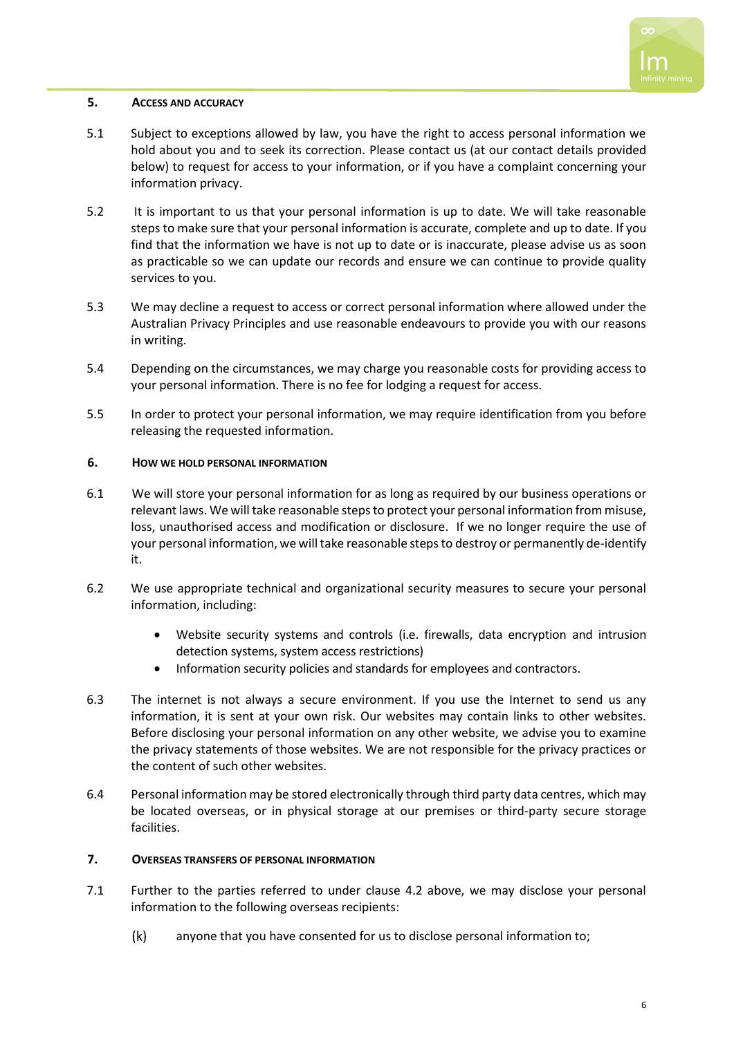## 5. ACCESS AND ACCURACY

5.1 Subject to exceptions allowed by law, you have the right to access personal information we hold about you and to seek its correction. Please contact us (at our contact details provided below) to request for access to your information, or if you have a complaint concerning your information privacy.

5.2 It is important to us that your personal information is up to date. We will take reasonable steps to make sure that your personal information is accurate, complete and up to date. If you find that the information we have is not up to date or is inaccurate, please advise us as soon as practicable so we can update our records and ensure we can continue to provide quality services to you.

5.3 We may decline a request to access or correct personal information where allowed under the Australian Privacy Principles and use reasonable endeavours to provide you with our reasons in writing.

5.4 Depending on the circumstances, we may charge you reasonable costs for providing access to your personal information. There is no fee for lodging a request for access.

5.5 In order to protect your personal information, we may require identification from you before releasing the requested information.

## 6. HOW WE HOLD PERSONAL INFORMATION

6.1 We will store your personal information for as long as required by our business operations or relevant laws. We will take reasonable steps to protect your personal information from misuse, loss, unauthorised access and modification or disclosure. If we no longer require the use of your personal information, we will take reasonable steps to destroy or permanently de-identify it.

6.2 We use appropriate technical and organizational security measures to secure your personal information, including:

- Website security systems and controls (i.e. firewalls, data encryption and intrusion detection systems, system access restrictions)
- Information security policies and standards for employees and contractors.

6.3 The internet is not always a secure environment. If you use the Internet to send us any information, it is sent at your own risk. Our websites may contain links to other websites. Before disclosing your personal information on any other website, we advise you to examine the privacy statements of those websites. We are not responsible for the privacy practices or the content of such other websites.

6.4 Personal information may be stored electronically through third party data centres, which may be located overseas, or in physical storage at our premises or third-party secure storage facilities.

## 7. OVERSEAS TRANSFERS OF PERSONAL INFORMATION

7.1 Further to the parties referred to under clause 4.2 above, we may disclose your personal information to the following overseas recipients:

(k) anyone that you have consented for us to disclose personal information to;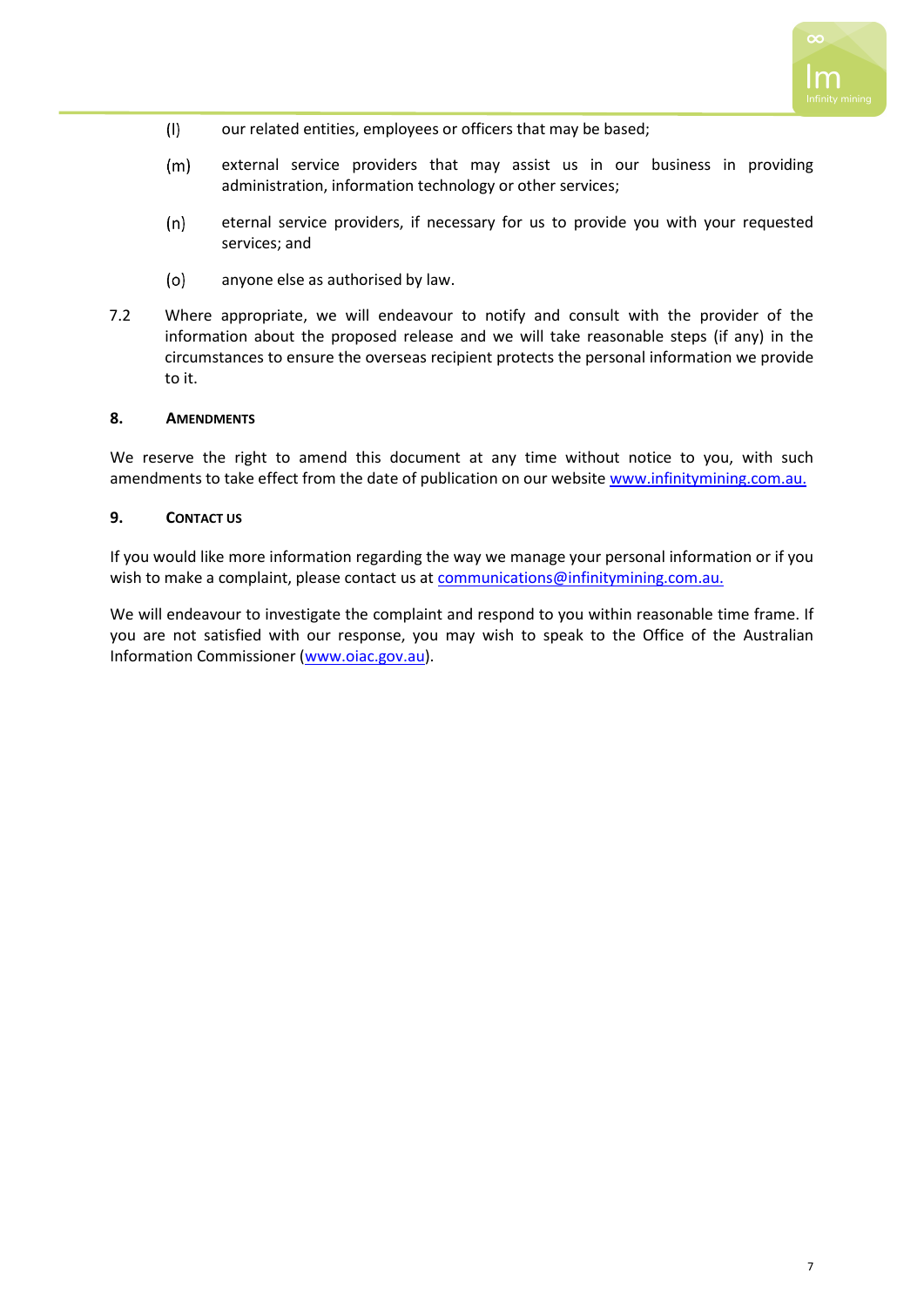(l) our related entities, employees or officers that may be based;

(m) external service providers that may assist us in our business in providing administration, information technology or other services;

(n) eternal service providers, if necessary for us to provide you with your requested services; and

(o) anyone else as authorised by law.

7.2 Where appropriate, we will endeavour to notify and consult with the provider of the information about the proposed release and we will take reasonable steps (if any) in the circumstances to ensure the overseas recipient protects the personal information we provide to it.

## 8. AMENDMENTS

We reserve the right to amend this document at any time without notice to you, with such amendments to take effect from the date of publication on our website www.infinitymining.com.au.

## 9. CONTACT US

If you would like more information regarding the way we manage your personal information or if you wish to make a complaint, please contact us at communications@infinitymining.com.au.

We will endeavour to investigate the complaint and respond to you within reasonable time frame. If you are not satisfied with our response, you may wish to speak to the Office of the Australian Information Commissioner (www.oiac.gov.au).